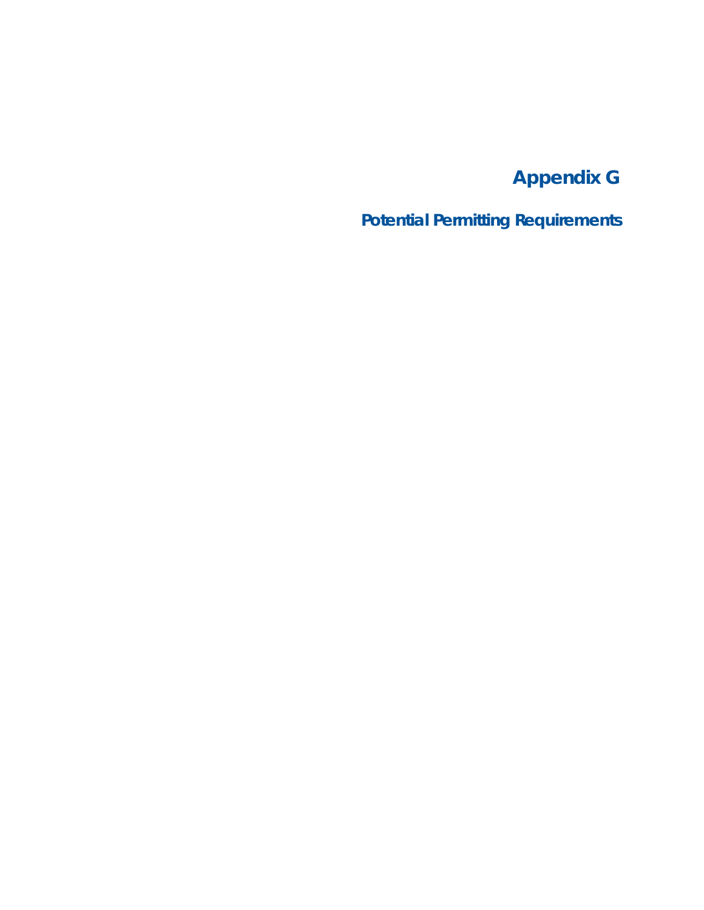# Appendix G

## Potential Permitting Requirements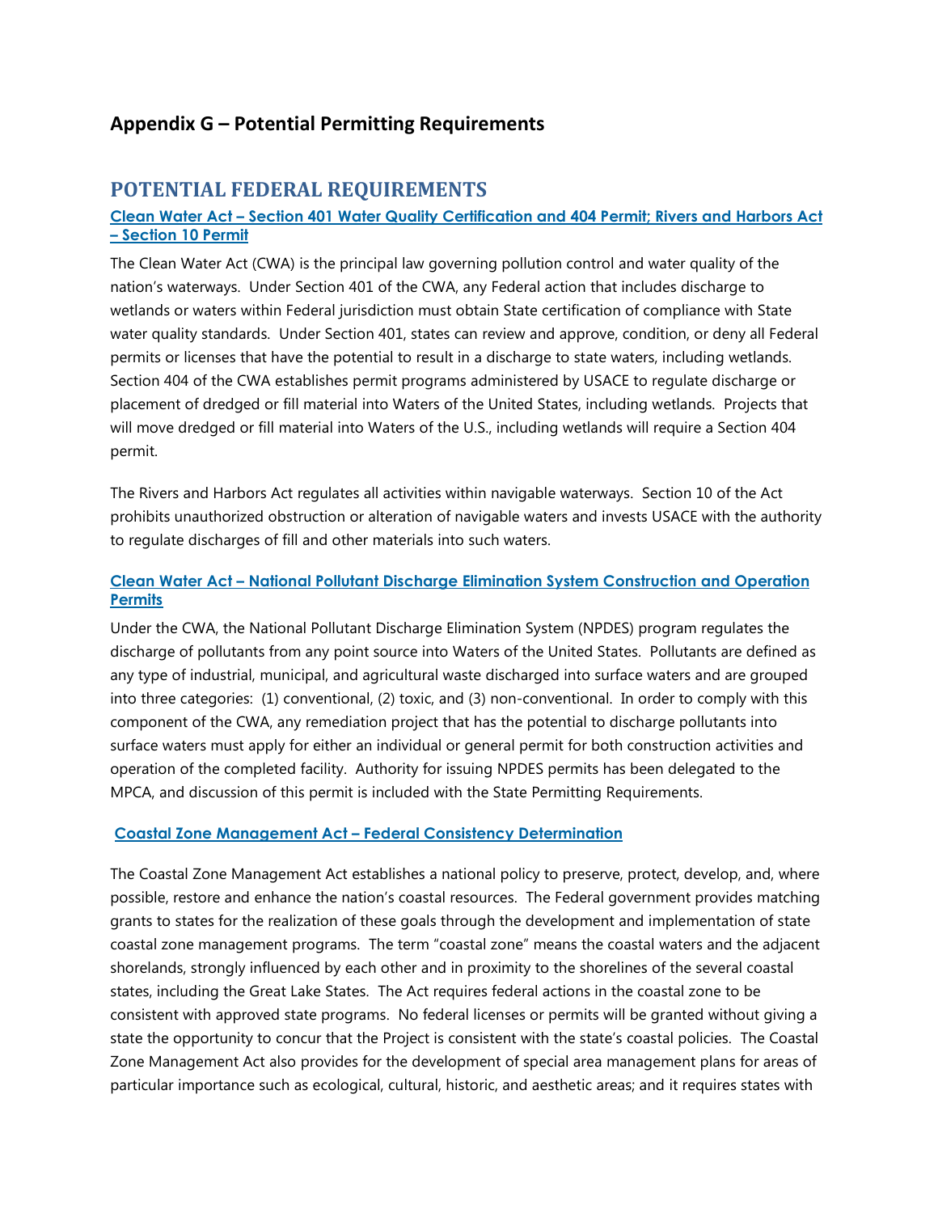# Appendix G – Potential Permitting Requirements

## POTENTIAL FEDERAL REQUIREMENTS

### Clean Water Act – Section 401 Water Quality Certification and 404 Permit; Rivers and Harbors Act – Section 10 Permit

The Clean Water Act (CWA) is the principal law governing pollution control and water quality of the nation's waterways. Under Section 401 of the CWA, any Federal action that includes discharge to wetlands or waters within Federal jurisdiction must obtain State certification of compliance with State water quality standards. Under Section 401, states can review and approve, condition, or deny all Federal permits or licenses that have the potential to result in a discharge to state waters, including wetlands. Section 404 of the CWA establishes permit programs administered by USACE to regulate discharge or placement of dredged or fill material into Waters of the United States, including wetlands. Projects that will move dredged or fill material into Waters of the U.S., including wetlands will require a Section 404 permit.

The Rivers and Harbors Act regulates all activities within navigable waterways. Section 10 of the Act prohibits unauthorized obstruction or alteration of navigable waters and invests USACE with the authority to regulate discharges of fill and other materials into such waters.

### Clean Water Act – National Pollutant Discharge Elimination System Construction and Operation Permits

Under the CWA, the National Pollutant Discharge Elimination System (NPDES) program regulates the discharge of pollutants from any point source into Waters of the United States. Pollutants are defined as any type of industrial, municipal, and agricultural waste discharged into surface waters and are grouped into three categories: (1) conventional, (2) toxic, and (3) non-conventional. In order to comply with this component of the CWA, any remediation project that has the potential to discharge pollutants into surface waters must apply for either an individual or general permit for both construction activities and operation of the completed facility. Authority for issuing NPDES permits has been delegated to the MPCA, and discussion of this permit is included with the State Permitting Requirements.

### Coastal Zone Management Act – Federal Consistency Determination

The Coastal Zone Management Act establishes a national policy to preserve, protect, develop, and, where possible, restore and enhance the nation's coastal resources. The Federal government provides matching grants to states for the realization of these goals through the development and implementation of state coastal zone management programs. The term "coastal zone" means the coastal waters and the adjacent shorelands, strongly influenced by each other and in proximity to the shorelines of the several coastal states, including the Great Lake States. The Act requires federal actions in the coastal zone to be consistent with approved state programs. No federal licenses or permits will be granted without giving a state the opportunity to concur that the Project is consistent with the state's coastal policies. The Coastal Zone Management Act also provides for the development of special area management plans for areas of particular importance such as ecological, cultural, historic, and aesthetic areas; and it requires states with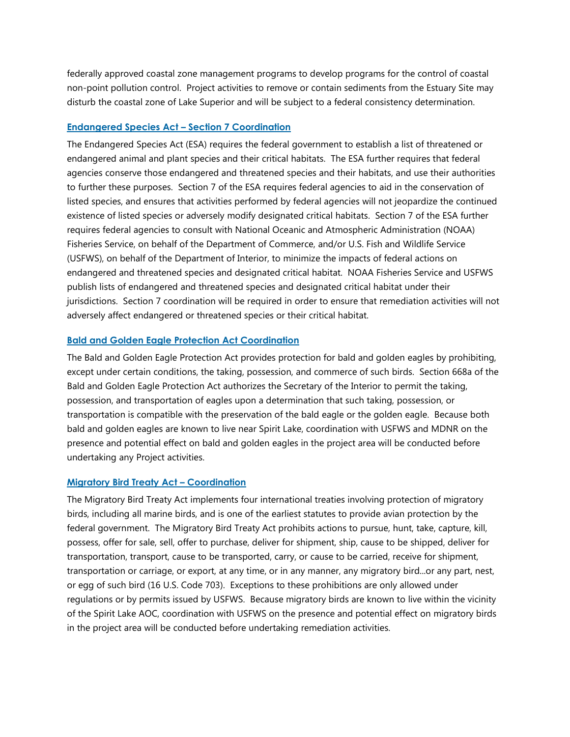federally approved coastal zone management programs to develop programs for the control of coastal non-point pollution control. Project activities to remove or contain sediments from the Estuary Site may disturb the coastal zone of Lake Superior and will be subject to a federal consistency determination.

### Endangered Species Act – Section 7 Coordination

The Endangered Species Act (ESA) requires the federal government to establish a list of threatened or endangered animal and plant species and their critical habitats. The ESA further requires that federal agencies conserve those endangered and threatened species and their habitats, and use their authorities to further these purposes. Section 7 of the ESA requires federal agencies to aid in the conservation of listed species, and ensures that activities performed by federal agencies will not jeopardize the continued existence of listed species or adversely modify designated critical habitats. Section 7 of the ESA further requires federal agencies to consult with National Oceanic and Atmospheric Administration (NOAA) Fisheries Service, on behalf of the Department of Commerce, and/or U.S. Fish and Wildlife Service (USFWS), on behalf of the Department of Interior, to minimize the impacts of federal actions on endangered and threatened species and designated critical habitat. NOAA Fisheries Service and USFWS publish lists of endangered and threatened species and designated critical habitat under their jurisdictions. Section 7 coordination will be required in order to ensure that remediation activities will not adversely affect endangered or threatened species or their critical habitat.

### Bald and Golden Eagle Protection Act Coordination

The Bald and Golden Eagle Protection Act provides protection for bald and golden eagles by prohibiting, except under certain conditions, the taking, possession, and commerce of such birds. Section 668a of the Bald and Golden Eagle Protection Act authorizes the Secretary of the Interior to permit the taking, possession, and transportation of eagles upon a determination that such taking, possession, or transportation is compatible with the preservation of the bald eagle or the golden eagle. Because both bald and golden eagles are known to live near Spirit Lake, coordination with USFWS and MDNR on the presence and potential effect on bald and golden eagles in the project area will be conducted before undertaking any Project activities.

### Migratory Bird Treaty Act – Coordination

The Migratory Bird Treaty Act implements four international treaties involving protection of migratory birds, including all marine birds, and is one of the earliest statutes to provide avian protection by the federal government. The Migratory Bird Treaty Act prohibits actions to pursue, hunt, take, capture, kill, possess, offer for sale, sell, offer to purchase, deliver for shipment, ship, cause to be shipped, deliver for transportation, transport, cause to be transported, carry, or cause to be carried, receive for shipment, transportation or carriage, or export, at any time, or in any manner, any migratory bird...or any part, nest, or egg of such bird (16 U.S. Code 703). Exceptions to these prohibitions are only allowed under regulations or by permits issued by USFWS. Because migratory birds are known to live within the vicinity of the Spirit Lake AOC, coordination with USFWS on the presence and potential effect on migratory birds in the project area will be conducted before undertaking remediation activities.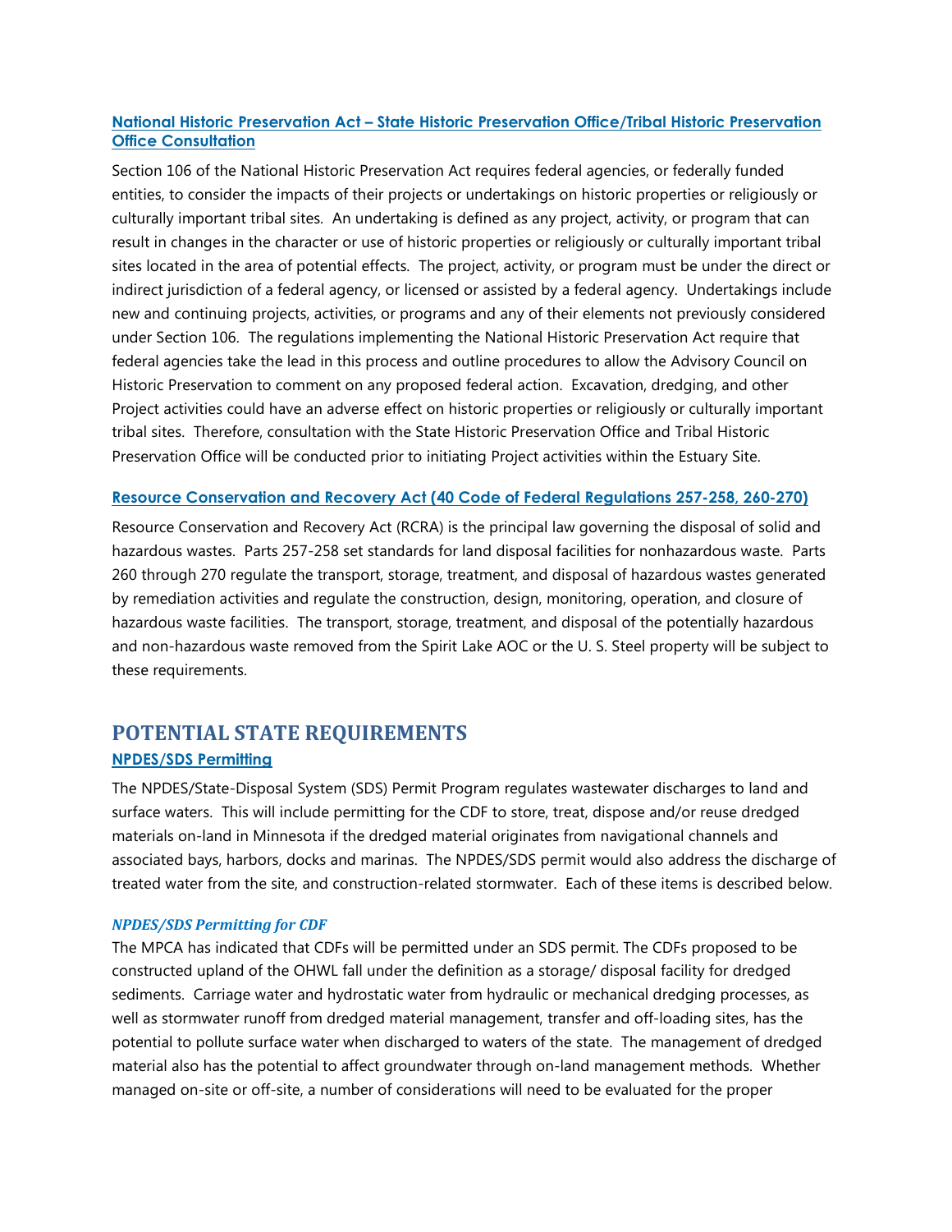### National Historic Preservation Act – State Historic Preservation Office/Tribal Historic Preservation Office Consultation

Section 106 of the National Historic Preservation Act requires federal agencies, or federally funded entities, to consider the impacts of their projects or undertakings on historic properties or religiously or culturally important tribal sites. An undertaking is defined as any project, activity, or program that can result in changes in the character or use of historic properties or religiously or culturally important tribal sites located in the area of potential effects. The project, activity, or program must be under the direct or indirect jurisdiction of a federal agency, or licensed or assisted by a federal agency. Undertakings include new and continuing projects, activities, or programs and any of their elements not previously considered under Section 106. The regulations implementing the National Historic Preservation Act require that federal agencies take the lead in this process and outline procedures to allow the Advisory Council on Historic Preservation to comment on any proposed federal action. Excavation, dredging, and other Project activities could have an adverse effect on historic properties or religiously or culturally important tribal sites. Therefore, consultation with the State Historic Preservation Office and Tribal Historic Preservation Office will be conducted prior to initiating Project activities within the Estuary Site.

### Resource Conservation and Recovery Act (40 Code of Federal Regulations 257-258, 260-270)

Resource Conservation and Recovery Act (RCRA) is the principal law governing the disposal of solid and hazardous wastes. Parts 257-258 set standards for land disposal facilities for nonhazardous waste. Parts 260 through 270 regulate the transport, storage, treatment, and disposal of hazardous wastes generated by remediation activities and regulate the construction, design, monitoring, operation, and closure of hazardous waste facilities. The transport, storage, treatment, and disposal of the potentially hazardous and non-hazardous waste removed from the Spirit Lake AOC or the U. S. Steel property will be subject to these requirements.

## POTENTIAL STATE REQUIREMENTS

### NPDES/SDS Permitting

The NPDES/State-Disposal System (SDS) Permit Program regulates wastewater discharges to land and surface waters. This will include permitting for the CDF to store, treat, dispose and/or reuse dredged materials on-land in Minnesota if the dredged material originates from navigational channels and associated bays, harbors, docks and marinas. The NPDES/SDS permit would also address the discharge of treated water from the site, and construction-related stormwater. Each of these items is described below.

#### *NPDES/SDS Permitting for CDF*

The MPCA has indicated that CDFs will be permitted under an SDS permit. The CDFs proposed to be constructed upland of the OHWL fall under the definition as a storage/ disposal facility for dredged sediments. Carriage water and hydrostatic water from hydraulic or mechanical dredging processes, as well as stormwater runoff from dredged material management, transfer and off-loading sites, has the potential to pollute surface water when discharged to waters of the state. The management of dredged material also has the potential to affect groundwater through on-land management methods. Whether managed on-site or off-site, a number of considerations will need to be evaluated for the proper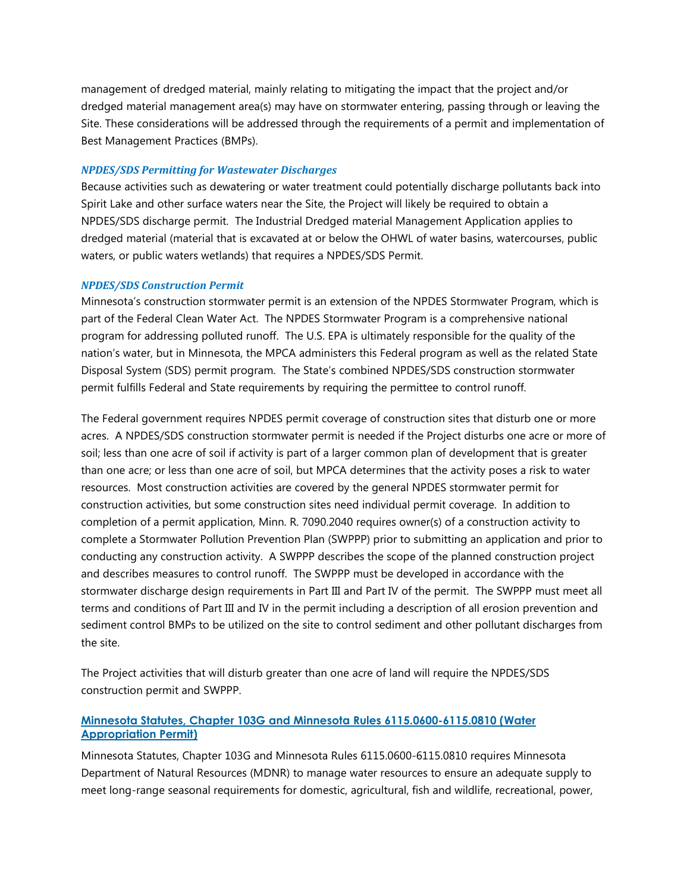management of dredged material, mainly relating to mitigating the impact that the project and/or dredged material management area(s) may have on stormwater entering, passing through or leaving the Site. These considerations will be addressed through the requirements of a permit and implementation of Best Management Practices (BMPs).

#### *NPDES/SDS Permitting for Wastewater Discharges*

Because activities such as dewatering or water treatment could potentially discharge pollutants back into Spirit Lake and other surface waters near the Site, the Project will likely be required to obtain a NPDES/SDS discharge permit. The Industrial Dredged material Management Application applies to dredged material (material that is excavated at or below the OHWL of water basins, watercourses, public waters, or public waters wetlands) that requires a NPDES/SDS Permit.

#### *NPDES/SDS Construction Permit*

Minnesota's construction stormwater permit is an extension of the NPDES Stormwater Program, which is part of the Federal Clean Water Act. The NPDES Stormwater Program is a comprehensive national program for addressing polluted runoff. The U.S. EPA is ultimately responsible for the quality of the nation's water, but in Minnesota, the MPCA administers this Federal program as well as the related State Disposal System (SDS) permit program. The State's combined NPDES/SDS construction stormwater permit fulfills Federal and State requirements by requiring the permittee to control runoff.

The Federal government requires NPDES permit coverage of construction sites that disturb one or more acres. A NPDES/SDS construction stormwater permit is needed if the Project disturbs one acre or more of soil; less than one acre of soil if activity is part of a larger common plan of development that is greater than one acre; or less than one acre of soil, but MPCA determines that the activity poses a risk to water resources. Most construction activities are covered by the general NPDES stormwater permit for construction activities, but some construction sites need individual permit coverage. In addition to completion of a permit application, Minn. R. 7090.2040 requires owner(s) of a construction activity to complete a Stormwater Pollution Prevention Plan (SWPPP) prior to submitting an application and prior to conducting any construction activity. A SWPPP describes the scope of the planned construction project and describes measures to control runoff. The SWPPP must be developed in accordance with the stormwater discharge design requirements in Part III and Part IV of the permit. The SWPPP must meet all terms and conditions of Part III and IV in the permit including a description of all erosion prevention and sediment control BMPs to be utilized on the site to control sediment and other pollutant discharges from the site.

The Project activities that will disturb greater than one acre of land will require the NPDES/SDS construction permit and SWPPP.

### **Minnesota Statutes, Chapter 103G and Minnesota Rules 6115.0600-6115.0810 (Water Appropriation Permit)**

Minnesota Statutes, Chapter 103G and Minnesota Rules 6115.0600-6115.0810 requires Minnesota Department of Natural Resources (MDNR) to manage water resources to ensure an adequate supply to meet long-range seasonal requirements for domestic, agricultural, fish and wildlife, recreational, power,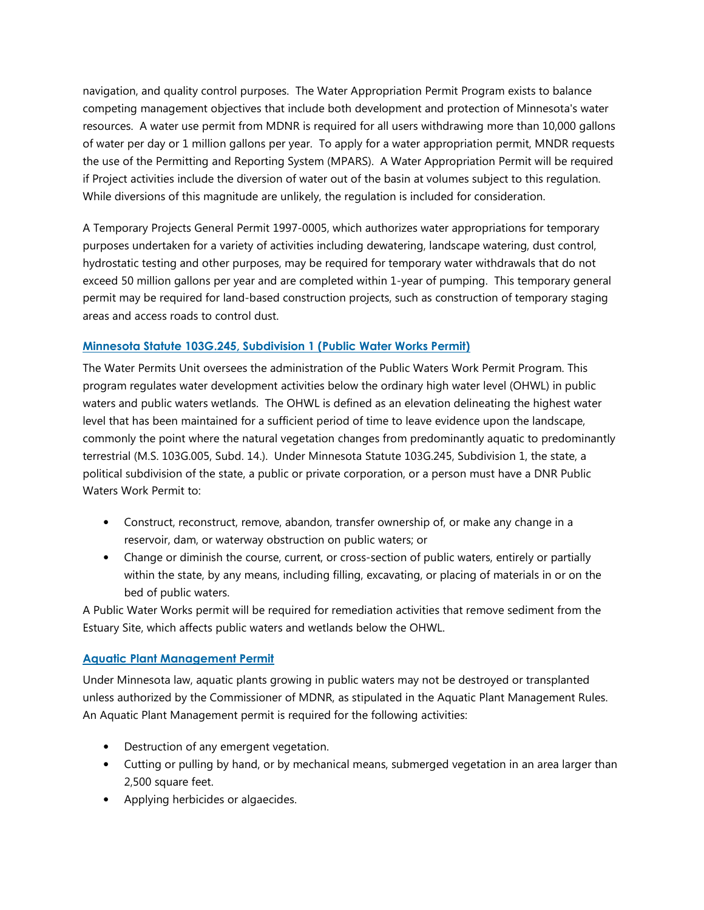navigation, and quality control purposes. The Water Appropriation Permit Program exists to balance competing management objectives that include both development and protection of Minnesota's water resources. A water use permit from MDNR is required for all users withdrawing more than 10,000 gallons of water per day or 1 million gallons per year. To apply for a water appropriation permit, MNDR requests the use of the Permitting and Reporting System (MPARS). A Water Appropriation Permit will be required if Project activities include the diversion of water out of the basin at volumes subject to this regulation. While diversions of this magnitude are unlikely, the regulation is included for consideration.

A Temporary Projects General Permit 1997-0005, which authorizes water appropriations for temporary purposes undertaken for a variety of activities including dewatering, landscape watering, dust control, hydrostatic testing and other purposes, may be required for temporary water withdrawals that do not exceed 50 million gallons per year and are completed within 1-year of pumping. This temporary general permit may be required for land-based construction projects, such as construction of temporary staging areas and access roads to control dust.

### Minnesota Statute 103G.245, Subdivision 1 (Public Water Works Permit)

The Water Permits Unit oversees the administration of the Public Waters Work Permit Program. This program regulates water development activities below the ordinary high water level (OHWL) in public waters and public waters wetlands. The OHWL is defined as an elevation delineating the highest water level that has been maintained for a sufficient period of time to leave evidence upon the landscape, commonly the point where the natural vegetation changes from predominantly aquatic to predominantly terrestrial (M.S. 103G.005, Subd. 14.). Under Minnesota Statute 103G.245, Subdivision 1, the state, a political subdivision of the state, a public or private corporation, or a person must have a DNR Public Waters Work Permit to:

- Construct, reconstruct, remove, abandon, transfer ownership of, or make any change in a reservoir, dam, or waterway obstruction on public waters; or
- Change or diminish the course, current, or cross-section of public waters, entirely or partially within the state, by any means, including filling, excavating, or placing of materials in or on the bed of public waters.

A Public Water Works permit will be required for remediation activities that remove sediment from the Estuary Site, which affects public waters and wetlands below the OHWL.

### Aquatic Plant Management Permit

Under Minnesota law, aquatic plants growing in public waters may not be destroyed or transplanted unless authorized by the Commissioner of MDNR, as stipulated in the Aquatic Plant Management Rules. An Aquatic Plant Management permit is required for the following activities:

- Destruction of any emergent vegetation.
- Cutting or pulling by hand, or by mechanical means, submerged vegetation in an area larger than 2,500 square feet.
- Applying herbicides or algaecides.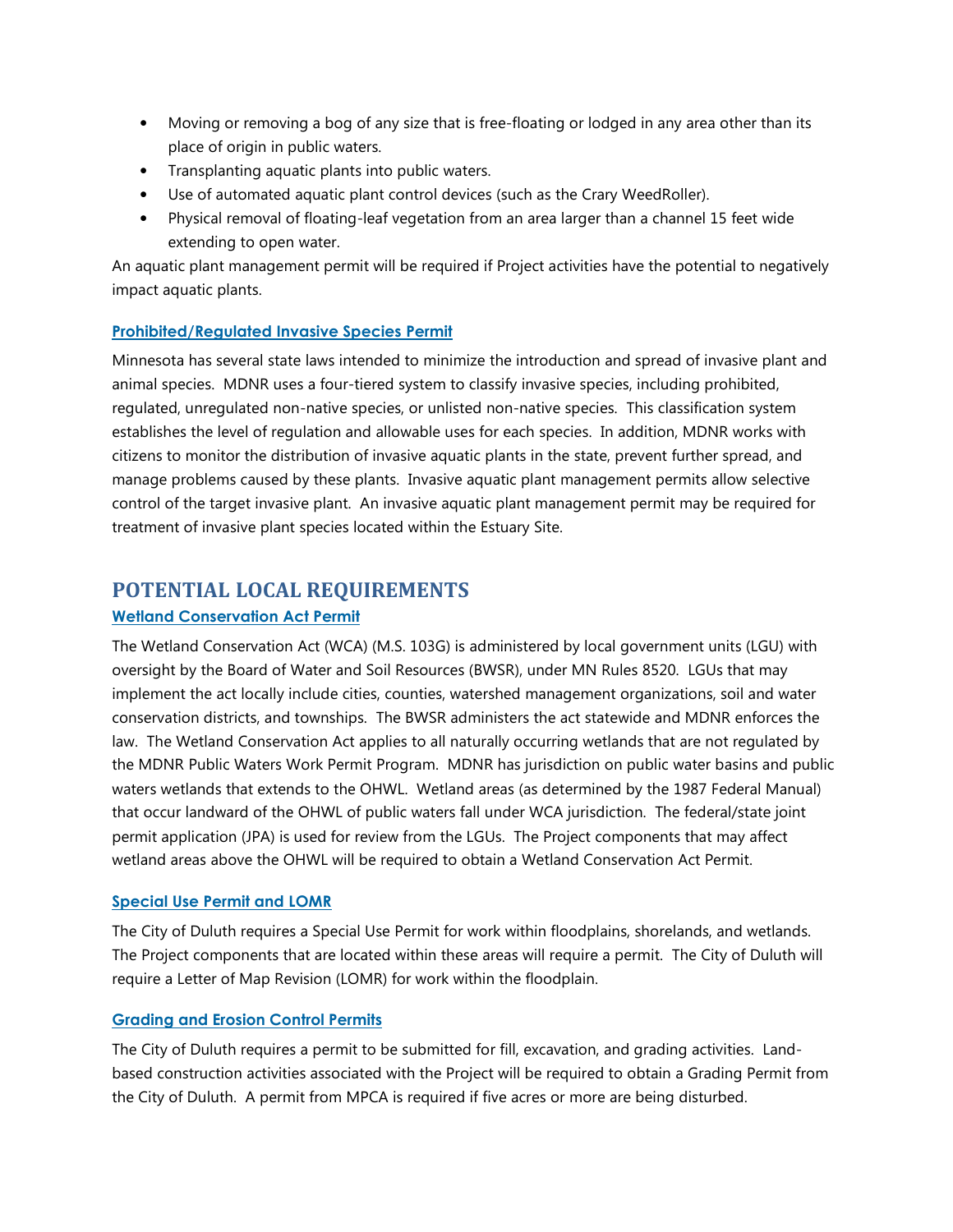- Moving or removing a bog of any size that is free-floating or lodged in any area other than its place of origin in public waters.
- Transplanting aquatic plants into public waters.
- Use of automated aquatic plant control devices (such as the Crary WeedRoller).
- Physical removal of floating-leaf vegetation from an area larger than a channel 15 feet wide extending to open water.

An aquatic plant management permit will be required if Project activities have the potential to negatively impact aquatic plants.

### Prohibited/Regulated Invasive Species Permit

Minnesota has several state laws intended to minimize the introduction and spread of invasive plant and animal species. MDNR uses a four-tiered system to classify invasive species, including prohibited, regulated, unregulated non-native species, or unlisted non-native species. This classification system establishes the level of regulation and allowable uses for each species. In addition, MDNR works with citizens to monitor the distribution of invasive aquatic plants in the state, prevent further spread, and manage problems caused by these plants. Invasive aquatic plant management permits allow selective control of the target invasive plant. An invasive aquatic plant management permit may be required for treatment of invasive plant species located within the Estuary Site.

## POTENTIAL LOCAL REQUIREMENTS

### Wetland Conservation Act Permit

The Wetland Conservation Act (WCA) (M.S. 103G) is administered by local government units (LGU) with oversight by the Board of Water and Soil Resources (BWSR), under MN Rules 8520. LGUs that may implement the act locally include cities, counties, watershed management organizations, soil and water conservation districts, and townships. The BWSR administers the act statewide and MDNR enforces the law. The Wetland Conservation Act applies to all naturally occurring wetlands that are not regulated by the MDNR Public Waters Work Permit Program. MDNR has jurisdiction on public water basins and public waters wetlands that extends to the OHWL. Wetland areas (as determined by the 1987 Federal Manual) that occur landward of the OHWL of public waters fall under WCA jurisdiction. The federal/state joint permit application (JPA) is used for review from the LGUs. The Project components that may affect wetland areas above the OHWL will be required to obtain a Wetland Conservation Act Permit.

### Special Use Permit and LOMR

The City of Duluth requires a Special Use Permit for work within floodplains, shorelands, and wetlands. The Project components that are located within these areas will require a permit. The City of Duluth will require a Letter of Map Revision (LOMR) for work within the floodplain.

### Grading and Erosion Control Permits

The City of Duluth requires a permit to be submitted for fill, excavation, and grading activities. Land-based construction activities associated with the Project will be required to obtain a Grading Permit from the City of Duluth. A permit from MPCA is required if five acres or more are being disturbed.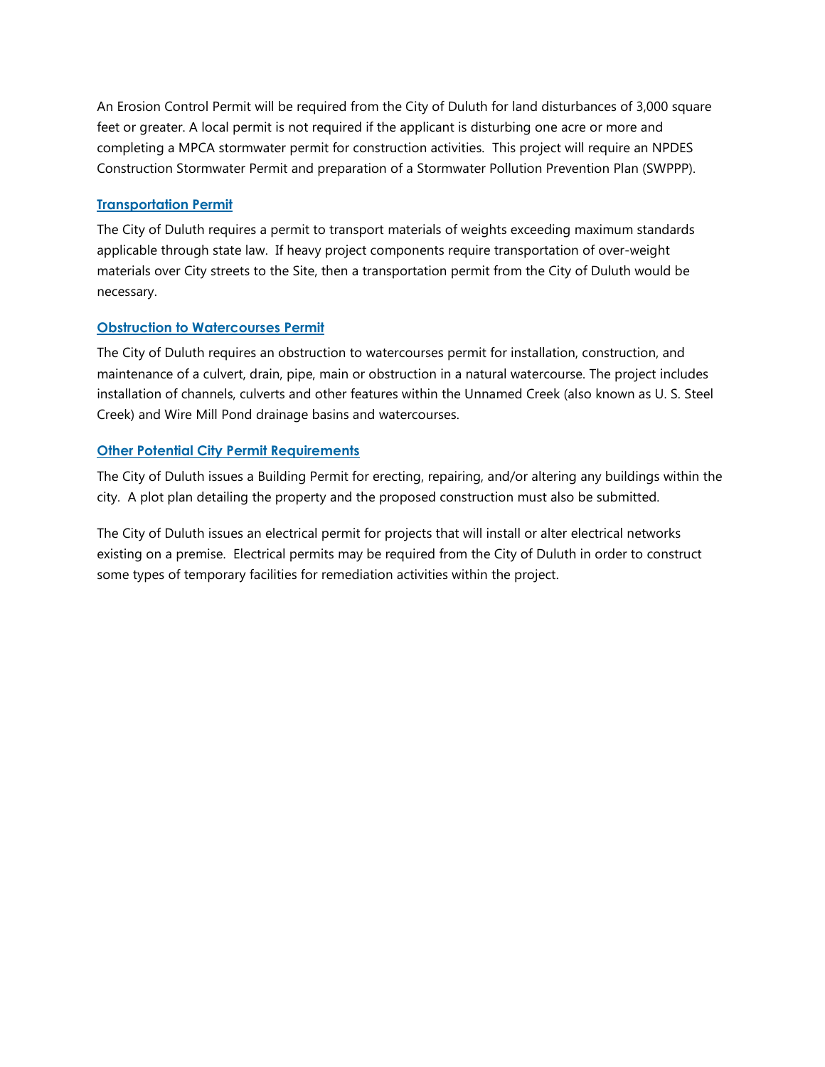An Erosion Control Permit will be required from the City of Duluth for land disturbances of 3,000 square feet or greater. A local permit is not required if the applicant is disturbing one acre or more and completing a MPCA stormwater permit for construction activities. This project will require an NPDES Construction Stormwater Permit and preparation of a Stormwater Pollution Prevention Plan (SWPPP).

### Transportation Permit

The City of Duluth requires a permit to transport materials of weights exceeding maximum standards applicable through state law. If heavy project components require transportation of over-weight materials over City streets to the Site, then a transportation permit from the City of Duluth would be necessary.

### Obstruction to Watercourses Permit

The City of Duluth requires an obstruction to watercourses permit for installation, construction, and maintenance of a culvert, drain, pipe, main or obstruction in a natural watercourse. The project includes installation of channels, culverts and other features within the Unnamed Creek (also known as U. S. Steel Creek) and Wire Mill Pond drainage basins and watercourses.

### Other Potential City Permit Requirements

The City of Duluth issues a Building Permit for erecting, repairing, and/or altering any buildings within the city. A plot plan detailing the property and the proposed construction must also be submitted.

The City of Duluth issues an electrical permit for projects that will install or alter electrical networks existing on a premise. Electrical permits may be required from the City of Duluth in order to construct some types of temporary facilities for remediation activities within the project.